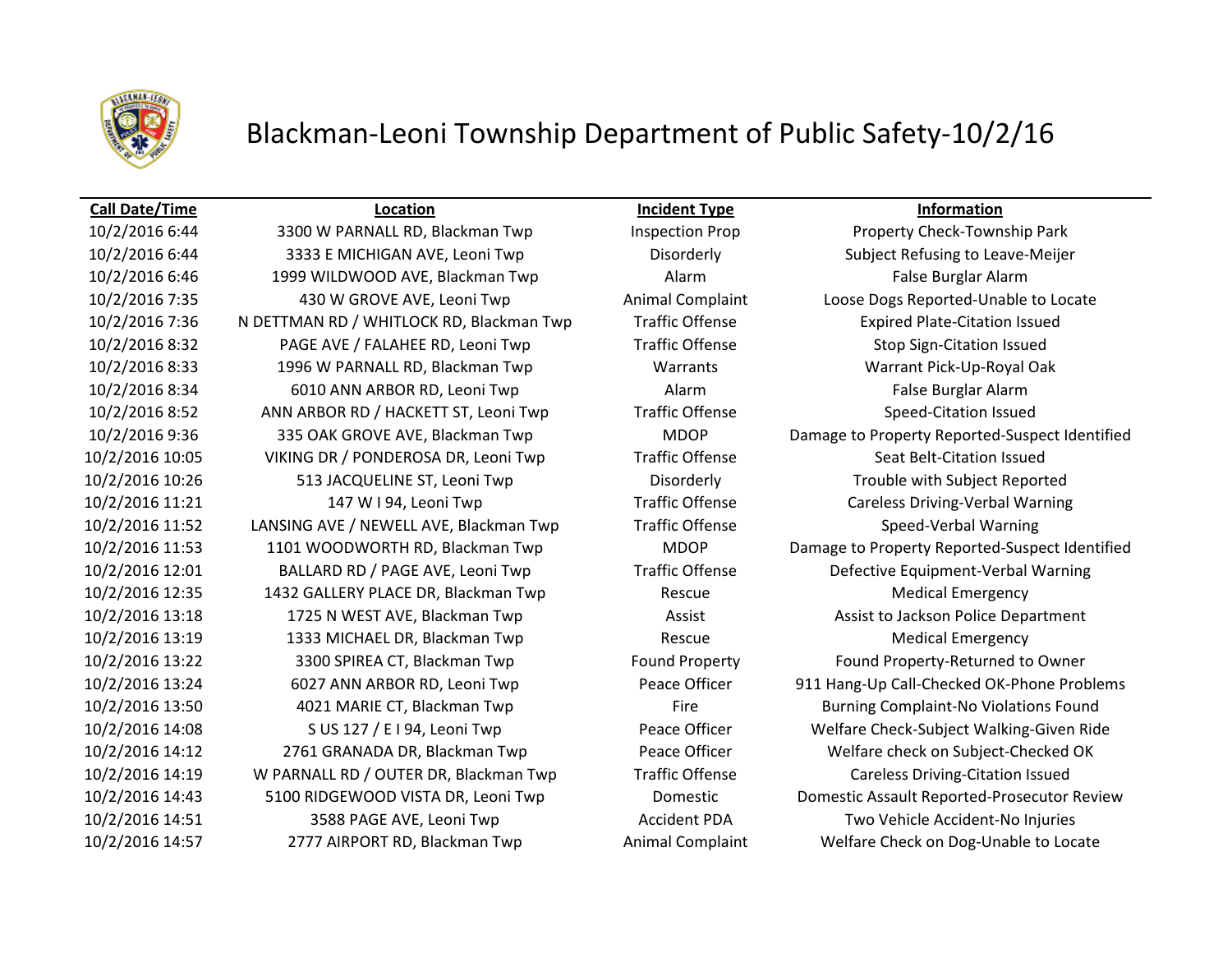# Blackman-Leoni Township Department of Public Safety-10/2/16

| Call Date/Time | Location | Incident Type | Information |
| --- | --- | --- | --- |
| 10/2/2016 6:44 | 3300 W PARNALL RD, Blackman Twp | Inspection Prop | Property Check-Township Park |
| 10/2/2016 6:44 | 3333 E MICHIGAN AVE, Leoni Twp | Disorderly | Subject Refusing to Leave-Meijer |
| 10/2/2016 6:46 | 1999 WILDWOOD AVE, Blackman Twp | Alarm | False Burglar Alarm |
| 10/2/2016 7:35 | 430 W GROVE AVE, Leoni Twp | Animal Complaint | Loose Dogs Reported-Unable to Locate |
| 10/2/2016 7:36 | N DETTMAN RD / WHITLOCK RD, Blackman Twp | Traffic Offense | Expired Plate-Citation Issued |
| 10/2/2016 8:32 | PAGE AVE / FALAHEE RD, Leoni Twp | Traffic Offense | Stop Sign-Citation Issued |
| 10/2/2016 8:33 | 1996 W PARNALL RD, Blackman Twp | Warrants | Warrant Pick-Up-Royal Oak |
| 10/2/2016 8:34 | 6010 ANN ARBOR RD, Leoni Twp | Alarm | False Burglar Alarm |
| 10/2/2016 8:52 | ANN ARBOR RD / HACKETT ST, Leoni Twp | Traffic Offense | Speed-Citation Issued |
| 10/2/2016 9:36 | 335 OAK GROVE AVE, Blackman Twp | MDOP | Damage to Property Reported-Suspect Identified |
| 10/2/2016 10:05 | VIKING DR / PONDEROSA DR, Leoni Twp | Traffic Offense | Seat Belt-Citation Issued |
| 10/2/2016 10:26 | 513 JACQUELINE ST, Leoni Twp | Disorderly | Trouble with Subject Reported |
| 10/2/2016 11:21 | 147 W I 94, Leoni Twp | Traffic Offense | Careless Driving-Verbal Warning |
| 10/2/2016 11:52 | LANSING AVE / NEWELL AVE, Blackman Twp | Traffic Offense | Speed-Verbal Warning |
| 10/2/2016 11:53 | 1101 WOODWORTH RD, Blackman Twp | MDOP | Damage to Property Reported-Suspect Identified |
| 10/2/2016 12:01 | BALLARD RD / PAGE AVE, Leoni Twp | Traffic Offense | Defective Equipment-Verbal Warning |
| 10/2/2016 12:35 | 1432 GALLERY PLACE DR, Blackman Twp | Rescue | Medical Emergency |
| 10/2/2016 13:18 | 1725 N WEST AVE, Blackman Twp | Assist | Assist to Jackson Police Department |
| 10/2/2016 13:19 | 1333 MICHAEL DR, Blackman Twp | Rescue | Medical Emergency |
| 10/2/2016 13:22 | 3300 SPIREA CT, Blackman Twp | Found Property | Found Property-Returned to Owner |
| 10/2/2016 13:24 | 6027 ANN ARBOR RD, Leoni Twp | Peace Officer | 911 Hang-Up Call-Checked OK-Phone Problems |
| 10/2/2016 13:50 | 4021 MARIE CT, Blackman Twp | Fire | Burning Complaint-No Violations Found |
| 10/2/2016 14:08 | S US 127 / E I 94, Leoni Twp | Peace Officer | Welfare Check-Subject Walking-Given Ride |
| 10/2/2016 14:12 | 2761 GRANADA DR, Blackman Twp | Peace Officer | Welfare check on Subject-Checked OK |
| 10/2/2016 14:19 | W PARNALL RD / OUTER DR, Blackman Twp | Traffic Offense | Careless Driving-Citation Issued |
| 10/2/2016 14:43 | 5100 RIDGEWOOD VISTA DR, Leoni Twp | Domestic | Domestic Assault Reported-Prosecutor Review |
| 10/2/2016 14:51 | 3588 PAGE AVE, Leoni Twp | Accident PDA | Two Vehicle Accident-No Injuries |
| 10/2/2016 14:57 | 2777 AIRPORT RD, Blackman Twp | Animal Complaint | Welfare Check on Dog-Unable to Locate |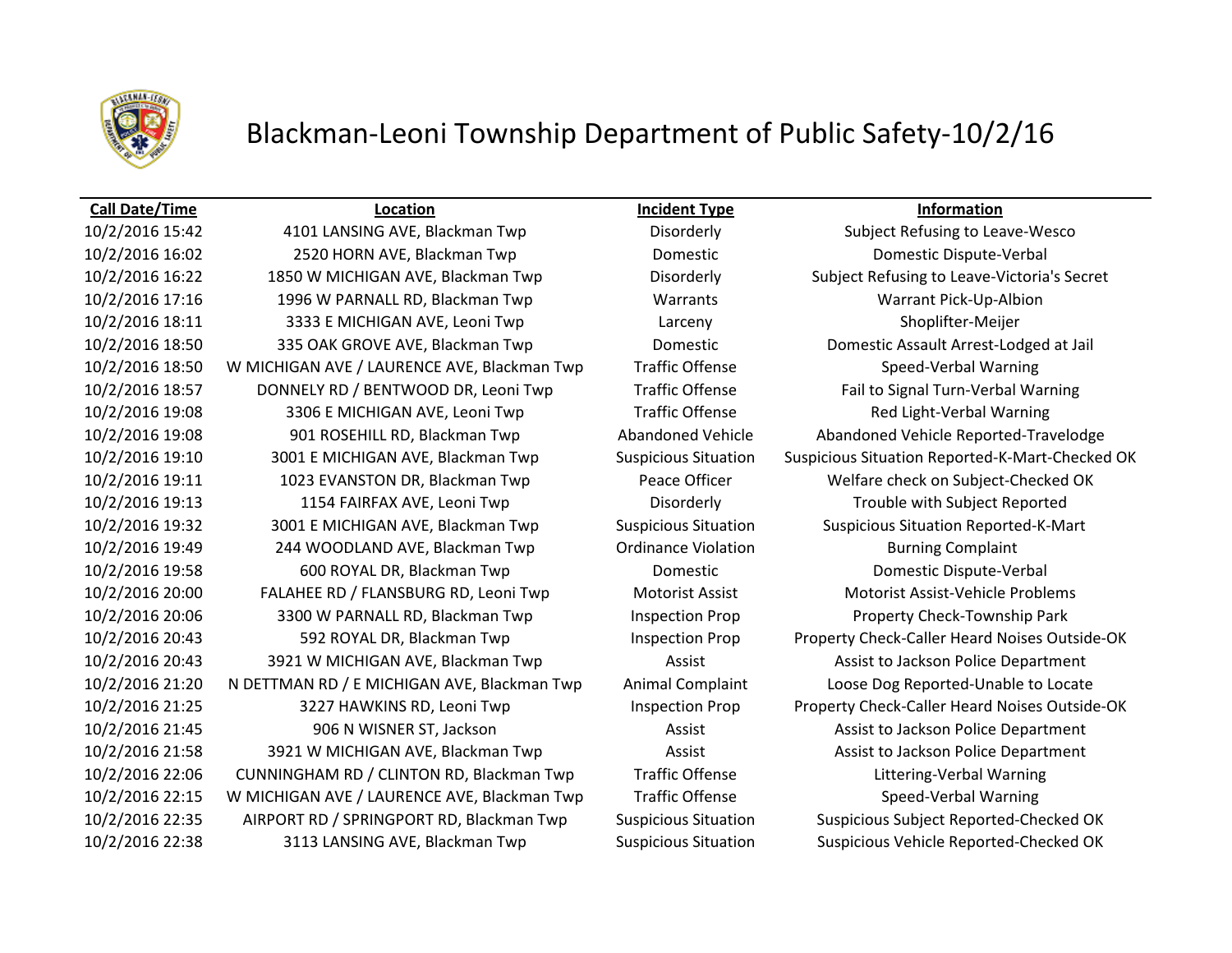# Blackman-Leoni Township Department of Public Safety-10/2/16

| Call Date/Time | Location | Incident Type | Information |
|---|---|---|---|
| 10/2/2016 15:42 | 4101 LANSING AVE, Blackman Twp | Disorderly | Subject Refusing to Leave-Wesco |
| 10/2/2016 16:02 | 2520 HORN AVE, Blackman Twp | Domestic | Domestic Dispute-Verbal |
| 10/2/2016 16:22 | 1850 W MICHIGAN AVE, Blackman Twp | Disorderly | Subject Refusing to Leave-Victoria's Secret |
| 10/2/2016 17:16 | 1996 W PARNALL RD, Blackman Twp | Warrants | Warrant Pick-Up-Albion |
| 10/2/2016 18:11 | 3333 E MICHIGAN AVE, Leoni Twp | Larceny | Shoplifter-Meijer |
| 10/2/2016 18:50 | 335 OAK GROVE AVE, Blackman Twp | Domestic | Domestic Assault Arrest-Lodged at Jail |
| 10/2/2016 18:50 | W MICHIGAN AVE / LAURENCE AVE, Blackman Twp | Traffic Offense | Speed-Verbal Warning |
| 10/2/2016 18:57 | DONNELY RD / BENTWOOD DR, Leoni Twp | Traffic Offense | Fail to Signal Turn-Verbal Warning |
| 10/2/2016 19:08 | 3306 E MICHIGAN AVE, Leoni Twp | Traffic Offense | Red Light-Verbal Warning |
| 10/2/2016 19:08 | 901 ROSEHILL RD, Blackman Twp | Abandoned Vehicle | Abandoned Vehicle Reported-Travelodge |
| 10/2/2016 19:10 | 3001 E MICHIGAN AVE, Blackman Twp | Suspicious Situation | Suspicious Situation Reported-K-Mart-Checked OK |
| 10/2/2016 19:11 | 1023 EVANSTON DR, Blackman Twp | Peace Officer | Welfare check on Subject-Checked OK |
| 10/2/2016 19:13 | 1154 FAIRFAX AVE, Leoni Twp | Disorderly | Trouble with Subject Reported |
| 10/2/2016 19:32 | 3001 E MICHIGAN AVE, Blackman Twp | Suspicious Situation | Suspicious Situation Reported-K-Mart |
| 10/2/2016 19:49 | 244 WOODLAND AVE, Blackman Twp | Ordinance Violation | Burning Complaint |
| 10/2/2016 19:58 | 600 ROYAL DR, Blackman Twp | Domestic | Domestic Dispute-Verbal |
| 10/2/2016 20:00 | FALAHEE RD / FLANSBURG RD, Leoni Twp | Motorist Assist | Motorist Assist-Vehicle Problems |
| 10/2/2016 20:06 | 3300 W PARNALL RD, Blackman Twp | Inspection Prop | Property Check-Township Park |
| 10/2/2016 20:43 | 592 ROYAL DR, Blackman Twp | Inspection Prop | Property Check-Caller Heard Noises Outside-OK |
| 10/2/2016 20:43 | 3921 W MICHIGAN AVE, Blackman Twp | Assist | Assist to Jackson Police Department |
| 10/2/2016 21:20 | N DETTMAN RD / E MICHIGAN AVE, Blackman Twp | Animal Complaint | Loose Dog Reported-Unable to Locate |
| 10/2/2016 21:25 | 3227 HAWKINS RD, Leoni Twp | Inspection Prop | Property Check-Caller Heard Noises Outside-OK |
| 10/2/2016 21:45 | 906 N WISNER ST, Jackson | Assist | Assist to Jackson Police Department |
| 10/2/2016 21:58 | 3921 W MICHIGAN AVE, Blackman Twp | Assist | Assist to Jackson Police Department |
| 10/2/2016 22:06 | CUNNINGHAM RD / CLINTON RD, Blackman Twp | Traffic Offense | Littering-Verbal Warning |
| 10/2/2016 22:15 | W MICHIGAN AVE / LAURENCE AVE, Blackman Twp | Traffic Offense | Speed-Verbal Warning |
| 10/2/2016 22:35 | AIRPORT RD / SPRINGPORT RD, Blackman Twp | Suspicious Situation | Suspicious Subject Reported-Checked OK |
| 10/2/2016 22:38 | 3113 LANSING AVE, Blackman Twp | Suspicious Situation | Suspicious Vehicle Reported-Checked OK |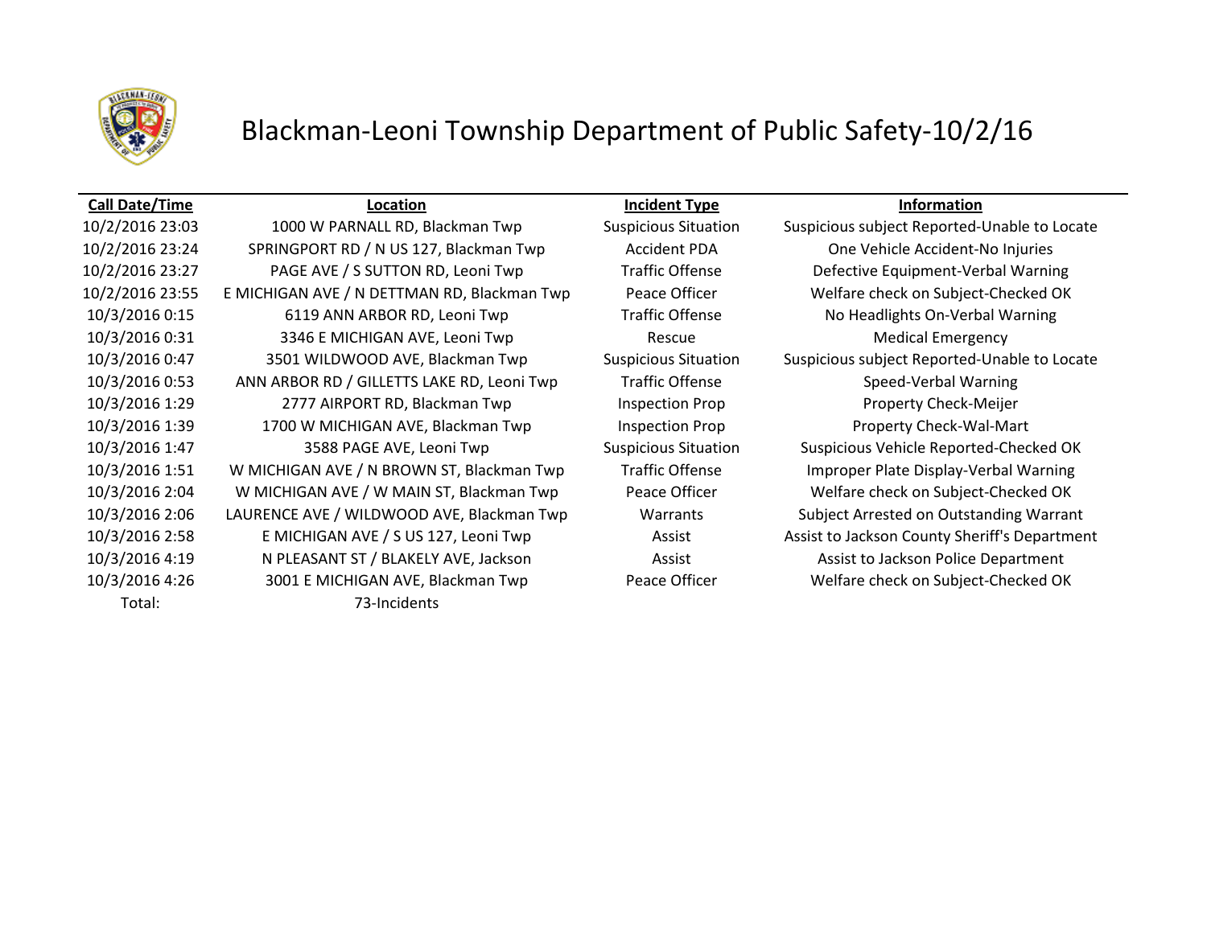# Blackman-Leoni Township Department of Public Safety-10/2/16

| Call Date/Time | Location | Incident Type | Information |
|---|---|---|---|
| 10/2/2016 23:03 | 1000 W PARNALL RD, Blackman Twp | Suspicious Situation | Suspicious subject Reported-Unable to Locate |
| 10/2/2016 23:24 | SPRINGPORT RD / N US 127, Blackman Twp | Accident PDA | One Vehicle Accident-No Injuries |
| 10/2/2016 23:27 | PAGE AVE / S SUTTON RD, Leoni Twp | Traffic Offense | Defective Equipment-Verbal Warning |
| 10/2/2016 23:55 | E MICHIGAN AVE / N DETTMAN RD, Blackman Twp | Peace Officer | Welfare check on Subject-Checked OK |
| 10/3/2016 0:15 | 6119 ANN ARBOR RD, Leoni Twp | Traffic Offense | No Headlights On-Verbal Warning |
| 10/3/2016 0:31 | 3346 E MICHIGAN AVE, Leoni Twp | Rescue | Medical Emergency |
| 10/3/2016 0:47 | 3501 WILDWOOD AVE, Blackman Twp | Suspicious Situation | Suspicious subject Reported-Unable to Locate |
| 10/3/2016 0:53 | ANN ARBOR RD / GILLETTS LAKE RD, Leoni Twp | Traffic Offense | Speed-Verbal Warning |
| 10/3/2016 1:29 | 2777 AIRPORT RD, Blackman Twp | Inspection Prop | Property Check-Meijer |
| 10/3/2016 1:39 | 1700 W MICHIGAN AVE, Blackman Twp | Inspection Prop | Property Check-Wal-Mart |
| 10/3/2016 1:47 | 3588 PAGE AVE, Leoni Twp | Suspicious Situation | Suspicious Vehicle Reported-Checked OK |
| 10/3/2016 1:51 | W MICHIGAN AVE / N BROWN ST, Blackman Twp | Traffic Offense | Improper Plate Display-Verbal Warning |
| 10/3/2016 2:04 | W MICHIGAN AVE / W MAIN ST, Blackman Twp | Peace Officer | Welfare check on Subject-Checked OK |
| 10/3/2016 2:06 | LAURENCE AVE / WILDWOOD AVE, Blackman Twp | Warrants | Subject Arrested on Outstanding Warrant |
| 10/3/2016 2:58 | E MICHIGAN AVE / S US 127, Leoni Twp | Assist | Assist to Jackson County Sheriff's Department |
| 10/3/2016 4:19 | N PLEASANT ST / BLAKELY AVE, Jackson | Assist | Assist to Jackson Police Department |
| 10/3/2016 4:26 | 3001 E MICHIGAN AVE, Blackman Twp | Peace Officer | Welfare check on Subject-Checked OK |
| Total: | 73-Incidents | | |